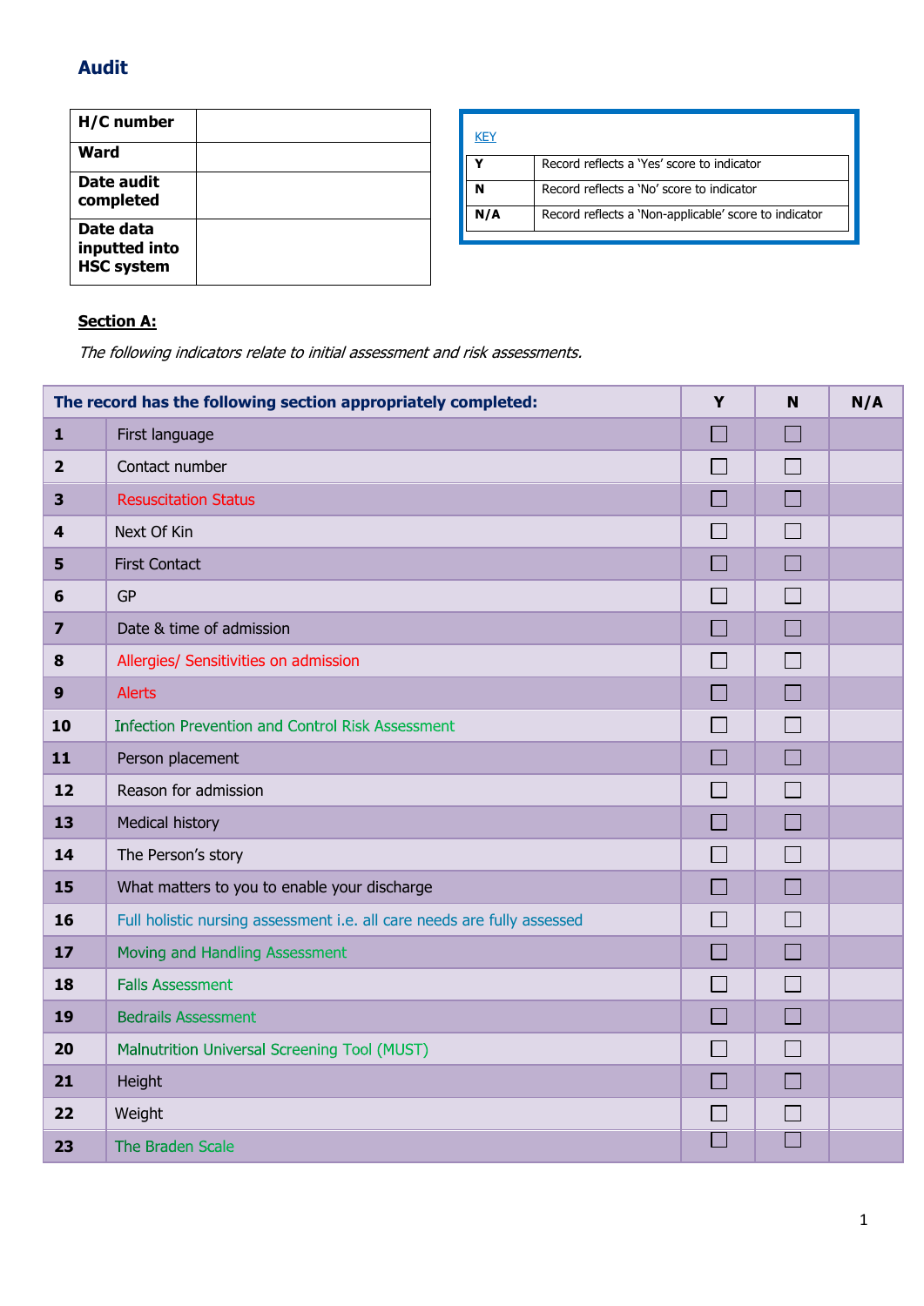# Audit

| H/C number | |
|---|---|
| Ward | |
| Date audit completed | |
| Date data inputted into HSC system | |

KEY

| | |
|---|---|
| Y | Record reflects a 'Yes' score to indicator |
| N | Record reflects a 'No' score to indicator |
| N/A | Record reflects a 'Non-applicable' score to indicator |

**Section A:**

*The following indicators relate to initial assessment and risk assessments.*

| The record has the following section appropriately completed: | | Y | N | N/A |
|---|---|---|---|---|
| 1 | First language | ☐ | ☐ | |
| 2 | Contact number | ☐ | ☐ | |
| 3 | Resuscitation Status | ☐ | ☐ | |
| 4 | Next Of Kin | ☐ | ☐ | |
| 5 | First Contact | ☐ | ☐ | |
| 6 | GP | ☐ | ☐ | |
| 7 | Date & time of admission | ☐ | ☐ | |
| 8 | Allergies/ Sensitivities on admission | ☐ | ☐ | |
| 9 | Alerts | ☐ | ☐ | |
| 10 | Infection Prevention and Control Risk Assessment | ☐ | ☐ | |
| 11 | Person placement | ☐ | ☐ | |
| 12 | Reason for admission | ☐ | ☐ | |
| 13 | Medical history | ☐ | ☐ | |
| 14 | The Person's story | ☐ | ☐ | |
| 15 | What matters to you to enable your discharge | ☐ | ☐ | |
| 16 | Full holistic nursing assessment i.e. all care needs are fully assessed | ☐ | ☐ | |
| 17 | Moving and Handling Assessment | ☐ | ☐ | |
| 18 | Falls Assessment | ☐ | ☐ | |
| 19 | Bedrails Assessment | ☐ | ☐ | |
| 20 | Malnutrition Universal Screening Tool (MUST) | ☐ | ☐ | |
| 21 | Height | ☐ | ☐ | |
| 22 | Weight | ☐ | ☐ | |
| 23 | The Braden Scale | ☐ | ☐ | |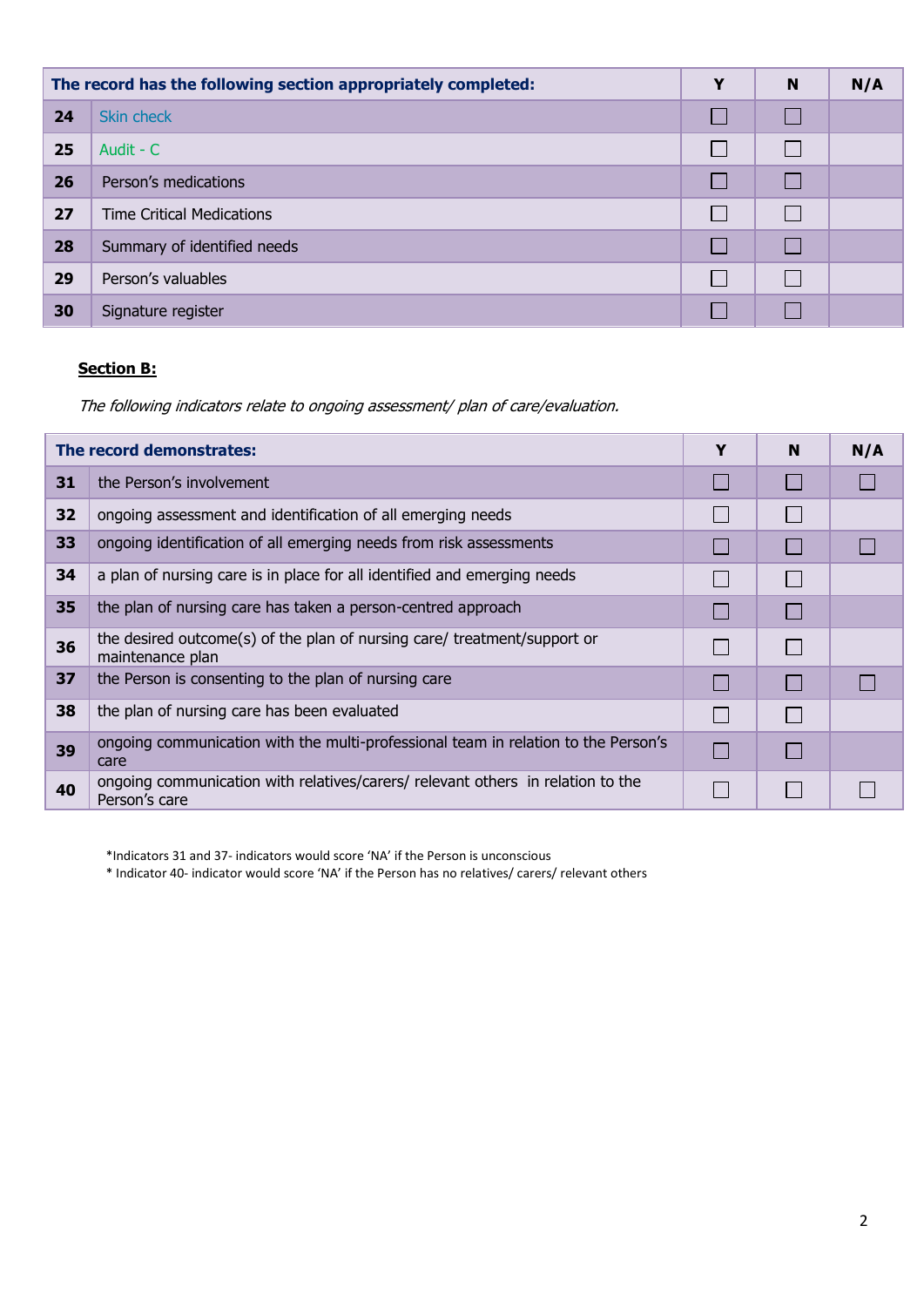| | The record has the following section appropriately completed: | Y | N | N/A |
|---|---|---|---|---|
| 24 | Skin check | ☐ | ☐ | |
| 25 | Audit - C | ☐ | ☐ | |
| 26 | Person's medications | ☐ | ☐ | |
| 27 | Time Critical Medications | ☐ | ☐ | |
| 28 | Summary of identified needs | ☐ | ☐ | |
| 29 | Person's valuables | ☐ | ☐ | |
| 30 | Signature register | ☐ | ☐ | |

**Section B:**

*The following indicators relate to ongoing assessment/ plan of care/evaluation.*

| | The record demonstrates: | Y | N | N/A |
|---|---|---|---|---|
| 31 | the Person's involvement | ☐ | ☐ | ☐ |
| 32 | ongoing assessment and identification of all emerging needs | ☐ | ☐ | |
| 33 | ongoing identification of all emerging needs from risk assessments | ☐ | ☐ | ☐ |
| 34 | a plan of nursing care is in place for all identified and emerging needs | ☐ | ☐ | |
| 35 | the plan of nursing care has taken a person-centred approach | ☐ | ☐ | |
| 36 | the desired outcome(s) of the plan of nursing care/ treatment/support or maintenance plan | ☐ | ☐ | |
| 37 | the Person is consenting to the plan of nursing care | ☐ | ☐ | ☐ |
| 38 | the plan of nursing care has been evaluated | ☐ | ☐ | |
| 39 | ongoing communication with the multi-professional team in relation to the Person's care | ☐ | ☐ | |
| 40 | ongoing communication with relatives/carers/ relevant others in relation to the Person's care | ☐ | ☐ | ☐ |

*Indicators 31 and 37- indicators would score 'NA' if the Person is unconscious

* Indicator 40- indicator would score 'NA' if the Person has no relatives/ carers/ relevant others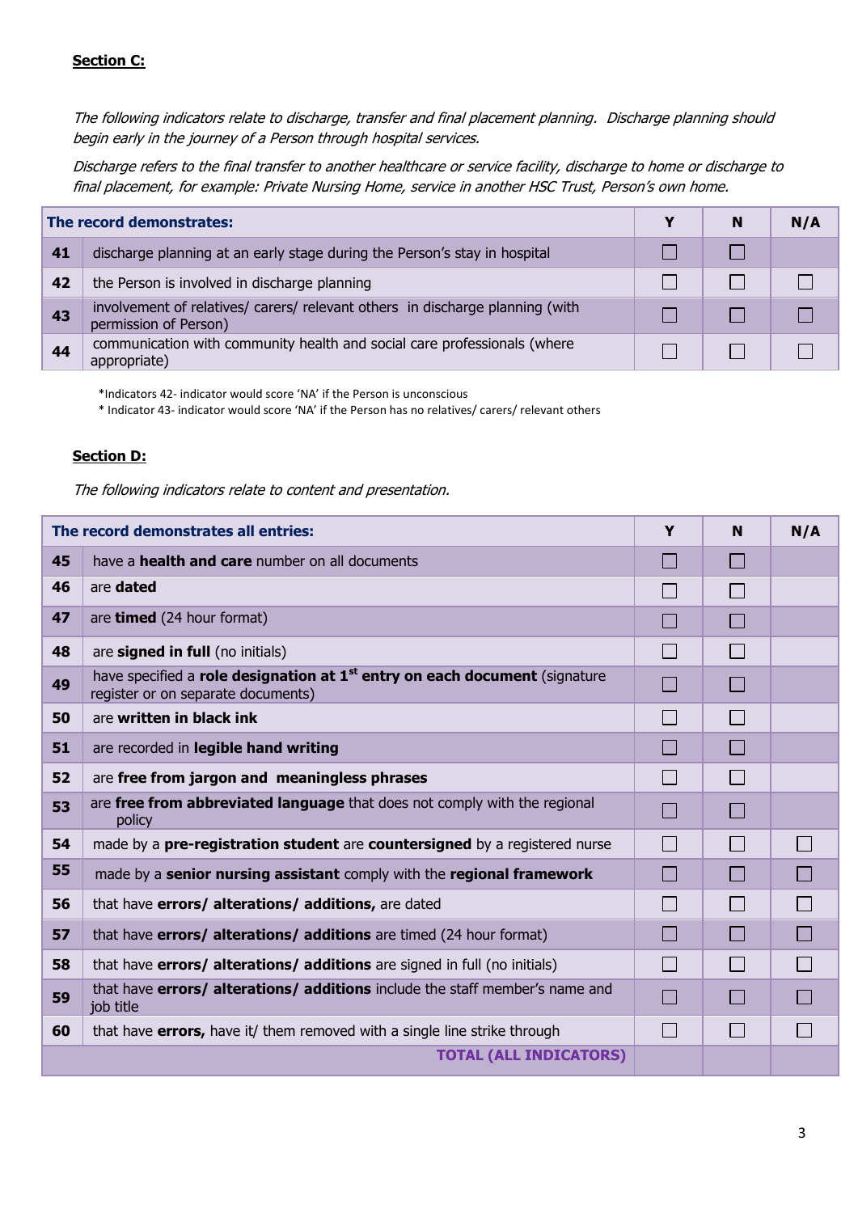**Section C:**

*The following indicators relate to discharge, transfer and final placement planning. Discharge planning should begin early in the journey of a Person through hospital services.*

*Discharge refers to the final transfer to another healthcare or service facility, discharge to home or discharge to final placement, for example: Private Nursing Home, service in another HSC Trust, Person's own home.*

| | **The record demonstrates:** | **Y** | **N** | **N/A** |
|---|---|---|---|---|
| **41** | discharge planning at an early stage during the Person's stay in hospital | ☐ | ☐ | |
| **42** | the Person is involved in discharge planning | ☐ | ☐ | ☐ |
| **43** | involvement of relatives/ carers/ relevant others in discharge planning (with permission of Person) | ☐ | ☐ | ☐ |
| **44** | communication with community health and social care professionals (where appropriate) | ☐ | ☐ | ☐ |

*Indicators 42- indicator would score 'NA' if the Person is unconscious

* Indicator 43- indicator would score 'NA' if the Person has no relatives/ carers/ relevant others

**Section D:**

*The following indicators relate to content and presentation.*

| | **The record demonstrates all entries:** | **Y** | **N** | **N/A** |
|---|---|---|---|---|
| **45** | have a **health and care** number on all documents | ☐ | ☐ | |
| **46** | are **dated** | ☐ | ☐ | |
| **47** | are **timed** (24 hour format) | ☐ | ☐ | |
| **48** | are **signed in full** (no initials) | ☐ | ☐ | |
| **49** | have specified a **role designation at 1st entry on each document** (signature register or on separate documents) | ☐ | ☐ | |
| **50** | are **written in black ink** | ☐ | ☐ | |
| **51** | are recorded in **legible hand writing** | ☐ | ☐ | |
| **52** | are **free from jargon and meaningless phrases** | ☐ | ☐ | |
| **53** | are **free from abbreviated language** that does not comply with the regional policy | ☐ | ☐ | |
| **54** | made by a **pre-registration student** are **countersigned** by a registered nurse | ☐ | ☐ | ☐ |
| **55** | made by a **senior nursing assistant** comply with the **regional framework** | ☐ | ☐ | ☐ |
| **56** | that have **errors/ alterations/ additions**, are dated | ☐ | ☐ | ☐ |
| **57** | that have **errors/ alterations/ additions** are timed (24 hour format) | ☐ | ☐ | ☐ |
| **58** | that have **errors/ alterations/ additions** are signed in full (no initials) | ☐ | ☐ | ☐ |
| **59** | that have **errors/ alterations/ additions** include the staff member's name and job title | ☐ | ☐ | ☐ |
| **60** | that have **errors,** have it/ them removed with a single line strike through | ☐ | ☐ | ☐ |
| | **TOTAL (ALL INDICATORS)** | | | |